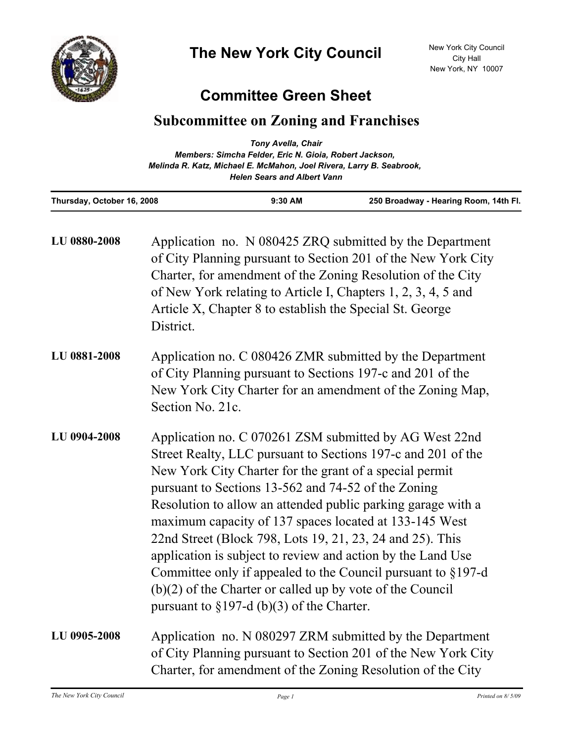# The New York City Council

New York City Council
City Hall
New York, NY 10007

## Committee Green Sheet

## Subcommittee on Zoning and Franchises

*Tony Avella, Chair*
*Members: Simcha Felder, Eric N. Gioia, Robert Jackson, Melinda R. Katz, Michael E. McMahon, Joel Rivera, Larry B. Seabrook, Helen Sears and Albert Vann*

| Thursday, October 16, 2008 | 9:30 AM | 250 Broadway - Hearing Room, 14th Fl. |
|---|---|---|

**LU 0880-2008** Application no. N 080425 ZRQ submitted by the Department of City Planning pursuant to Section 201 of the New York City Charter, for amendment of the Zoning Resolution of the City of New York relating to Article I, Chapters 1, 2, 3, 4, 5 and Article X, Chapter 8 to establish the Special St. George District.

**LU 0881-2008** Application no. C 080426 ZMR submitted by the Department of City Planning pursuant to Sections 197-c and 201 of the New York City Charter for an amendment of the Zoning Map, Section No. 21c.

**LU 0904-2008** Application no. C 070261 ZSM submitted by AG West 22nd Street Realty, LLC pursuant to Sections 197-c and 201 of the New York City Charter for the grant of a special permit pursuant to Sections 13-562 and 74-52 of the Zoning Resolution to allow an attended public parking garage with a maximum capacity of 137 spaces located at 133-145 West 22nd Street (Block 798, Lots 19, 21, 23, 24 and 25). This application is subject to review and action by the Land Use Committee only if appealed to the Council pursuant to §197-d (b)(2) of the Charter or called up by vote of the Council pursuant to §197-d (b)(3) of the Charter.

**LU 0905-2008** Application no. N 080297 ZRM submitted by the Department of City Planning pursuant to Section 201 of the New York City Charter, for amendment of the Zoning Resolution of the City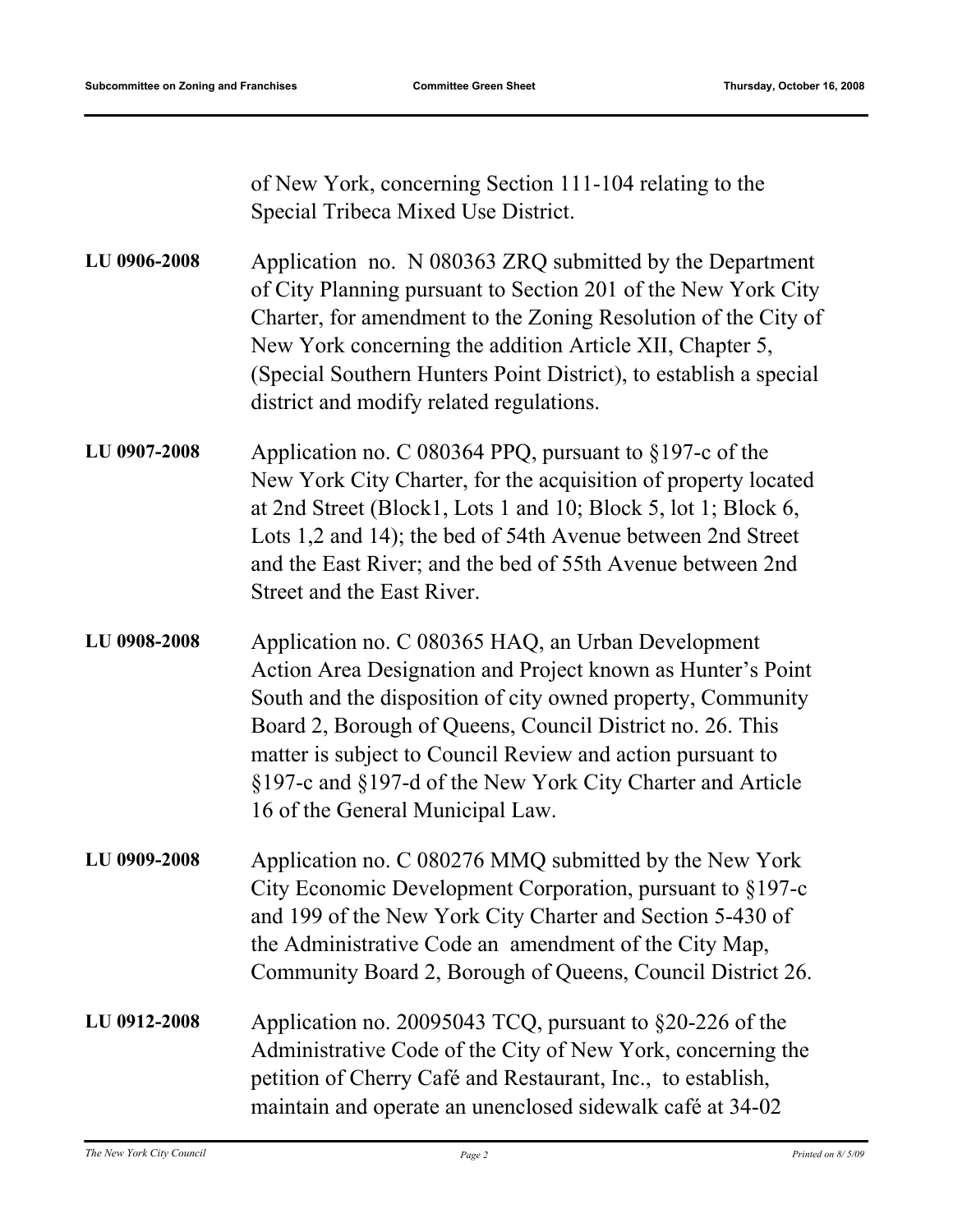of New York, concerning Section 111-104 relating to the Special Tribeca Mixed Use District.

**LU 0906-2008** Application no. N 080363 ZRQ submitted by the Department of City Planning pursuant to Section 201 of the New York City Charter, for amendment to the Zoning Resolution of the City of New York concerning the addition Article XII, Chapter 5, (Special Southern Hunters Point District), to establish a special district and modify related regulations.

**LU 0907-2008** Application no. C 080364 PPQ, pursuant to §197-c of the New York City Charter, for the acquisition of property located at 2nd Street (Block1, Lots 1 and 10; Block 5, lot 1; Block 6, Lots 1,2 and 14); the bed of 54th Avenue between 2nd Street and the East River; and the bed of 55th Avenue between 2nd Street and the East River.

**LU 0908-2008** Application no. C 080365 HAQ, an Urban Development Action Area Designation and Project known as Hunter's Point South and the disposition of city owned property, Community Board 2, Borough of Queens, Council District no. 26. This matter is subject to Council Review and action pursuant to §197-c and §197-d of the New York City Charter and Article 16 of the General Municipal Law.

**LU 0909-2008** Application no. C 080276 MMQ submitted by the New York City Economic Development Corporation, pursuant to §197-c and 199 of the New York City Charter and Section 5-430 of the Administrative Code an amendment of the City Map, Community Board 2, Borough of Queens, Council District 26.

**LU 0912-2008** Application no. 20095043 TCQ, pursuant to §20-226 of the Administrative Code of the City of New York, concerning the petition of Cherry Café and Restaurant, Inc., to establish, maintain and operate an unenclosed sidewalk café at 34-02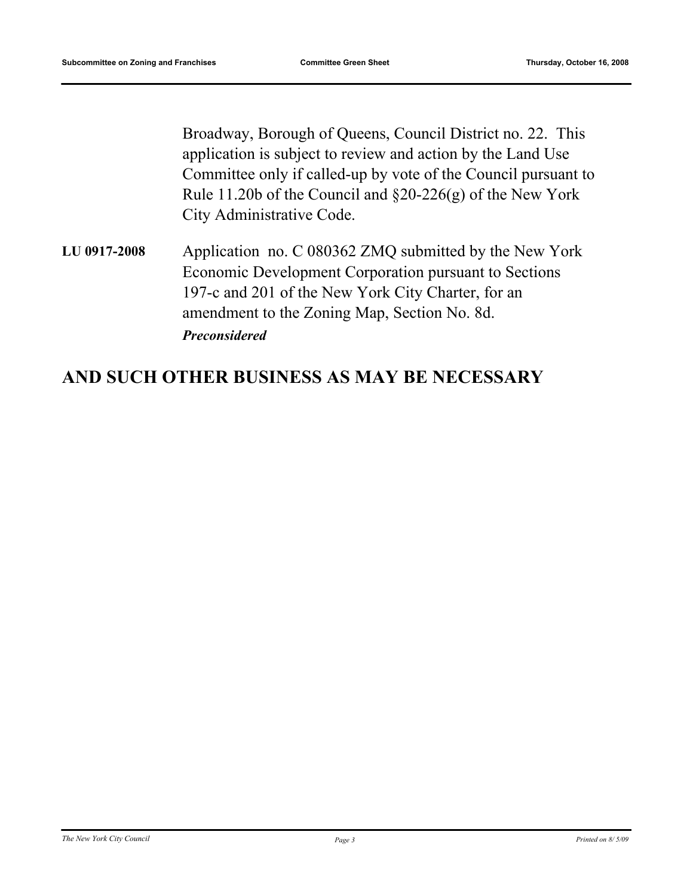Broadway, Borough of Queens, Council District no. 22. This application is subject to review and action by the Land Use Committee only if called-up by vote of the Council pursuant to Rule 11.20b of the Council and §20-226(g) of the New York City Administrative Code.

**LU 0917-2008** Application no. C 080362 ZMQ submitted by the New York Economic Development Corporation pursuant to Sections 197-c and 201 of the New York City Charter, for an amendment to the Zoning Map, Section No. 8d.

***Preconsidered***

## AND SUCH OTHER BUSINESS AS MAY BE NECESSARY